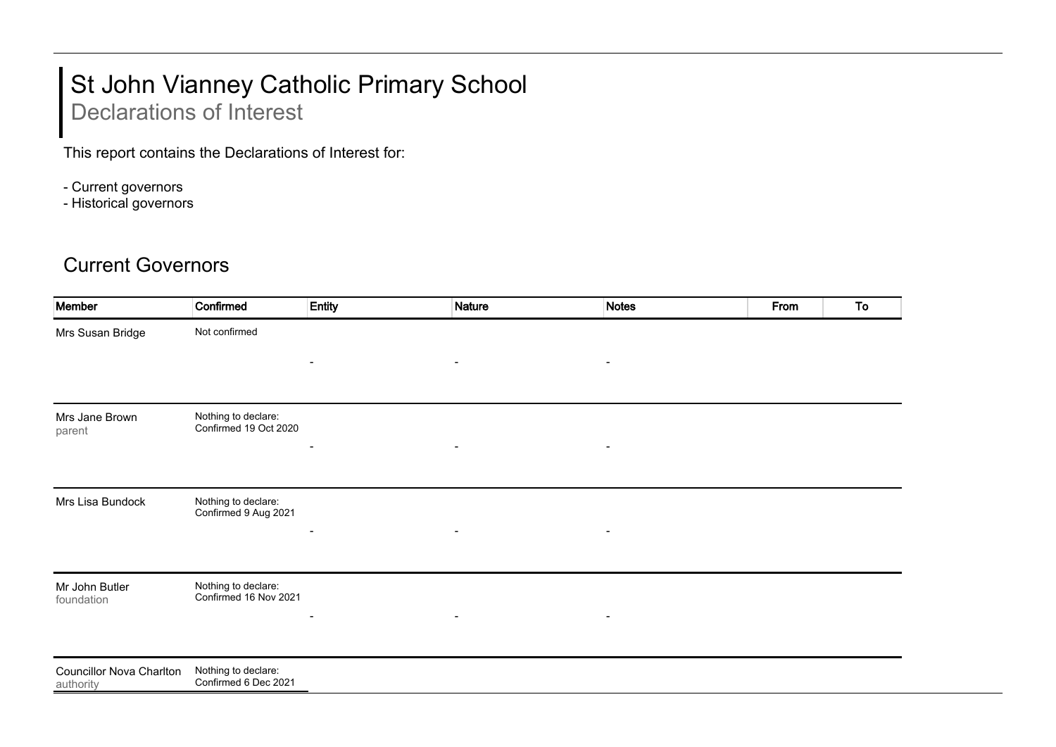# St John Vianney Catholic Primary School

## Declarations of Interest

This report contains the Declarations of Interest for:

- Current governors
- Historical governors

## Current Governors

| Member | Confirmed | Entity | Nature | Notes | From | To |
|---|---|---|---|---|---|---|
| Mrs Susan Bridge | Not confirmed | - | - | - | | |
| Mrs Jane Brown<br>parent | Nothing to declare:<br>Confirmed 19 Oct 2020 | - | - | - | | |
| Mrs Lisa Bundock | Nothing to declare:<br>Confirmed 9 Aug 2021 | - | - | - | | |
| Mr John Butler<br>foundation | Nothing to declare:<br>Confirmed 16 Nov 2021 | - | - | - | | |
| Councillor Nova Charlton<br>authority | Nothing to declare:<br>Confirmed 6 Dec 2021 | | | | | |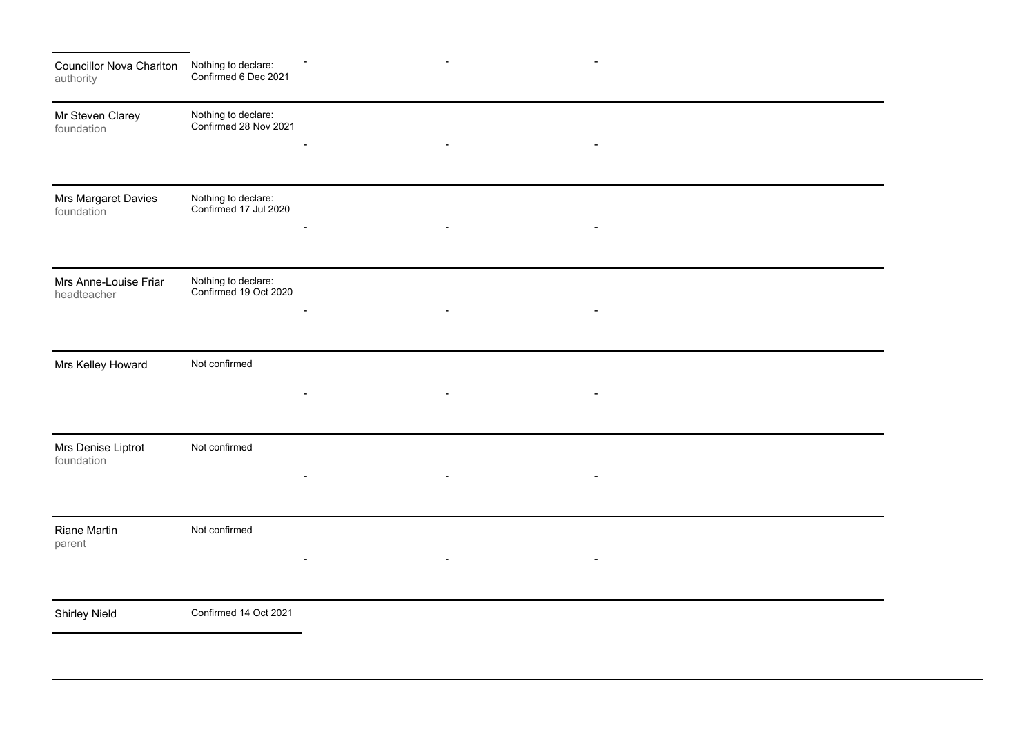| | | | | |
|---|---|---|---|---|
| Councillor Nova Charlton<br>authority | Nothing to declare:<br>Confirmed 6 Dec 2021 | - | - | - |
| Mr Steven Clarey<br>foundation | Nothing to declare:<br>Confirmed 28 Nov 2021 | - | - | - |
| Mrs Margaret Davies<br>foundation | Nothing to declare:<br>Confirmed 17 Jul 2020 | - | - | - |
| Mrs Anne-Louise Friar<br>headteacher | Nothing to declare:<br>Confirmed 19 Oct 2020 | - | - | - |
| Mrs Kelley Howard | Not confirmed | - | - | - |
| Mrs Denise Liptrot<br>foundation | Not confirmed | - | - | - |
| Riane Martin<br>parent | Not confirmed | - | - | - |
| Shirley Nield | Confirmed 14 Oct 2021 | | | |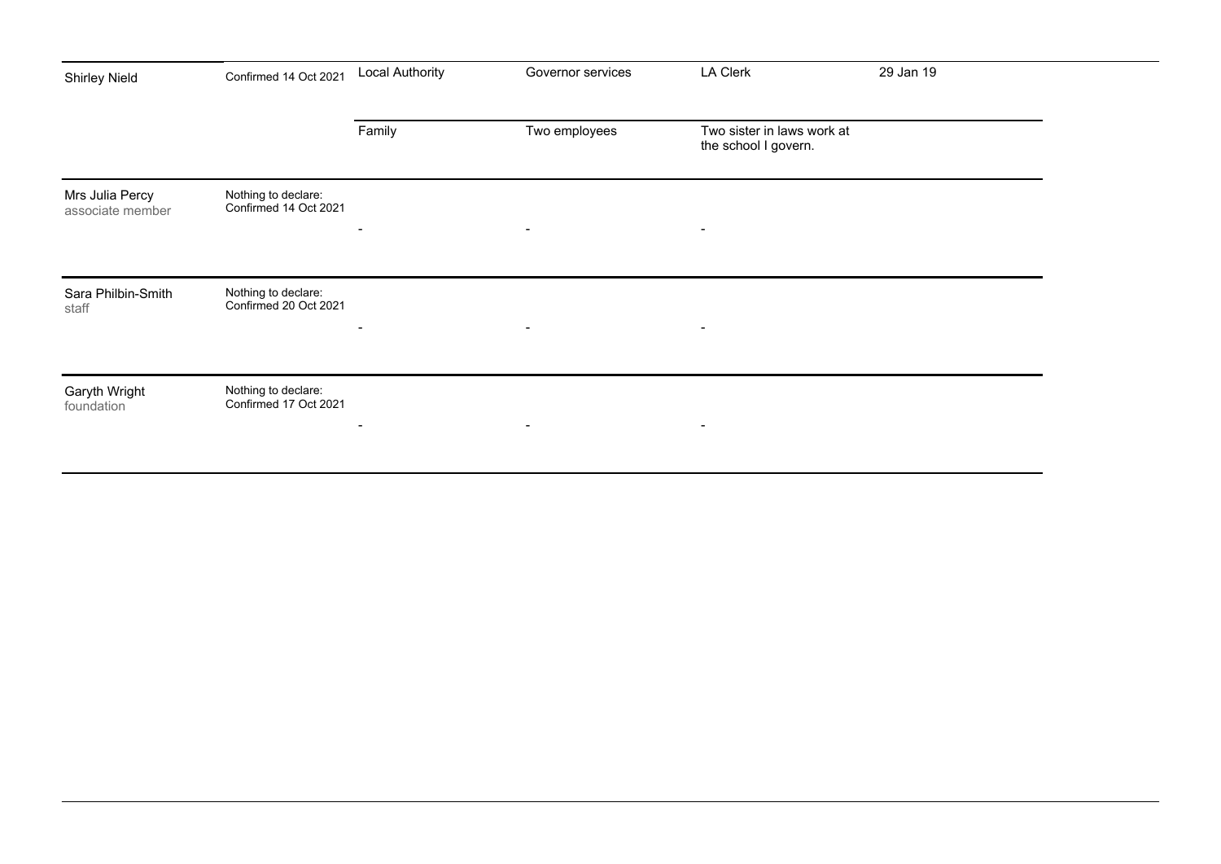| | | | | | |
|---|---|---|---|---|---|
| Shirley Nield | Confirmed 14 Oct 2021 | Local Authority | Governor services | LA Clerk | 29 Jan 19 |
| | | Family | Two employees | Two sister in laws work at the school I govern. | |
| Mrs Julia Percy<br>associate member | Nothing to declare:<br>Confirmed 14 Oct 2021 | - | - | - | |
| Sara Philbin-Smith<br>staff | Nothing to declare:<br>Confirmed 20 Oct 2021 | - | - | - | |
| Garyth Wright<br>foundation | Nothing to declare:<br>Confirmed 17 Oct 2021 | - | - | - | |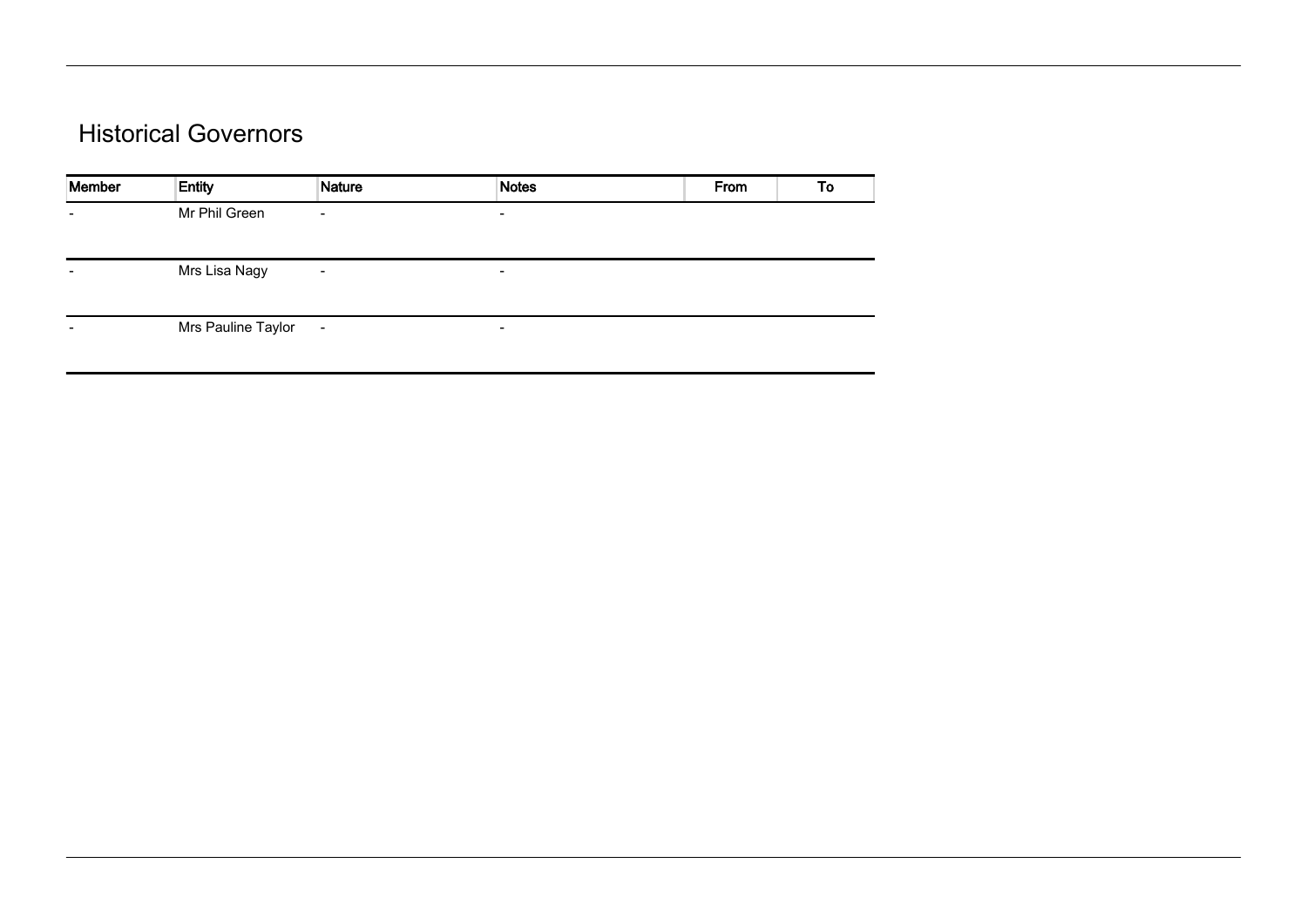# Historical Governors

| Member | Entity | Nature | Notes | From | To |
| --- | --- | --- | --- | --- | --- |
| - | Mr Phil Green | - | - | | |
| - | Mrs Lisa Nagy | - | - | | |
| - | Mrs Pauline Taylor | - | - | | |